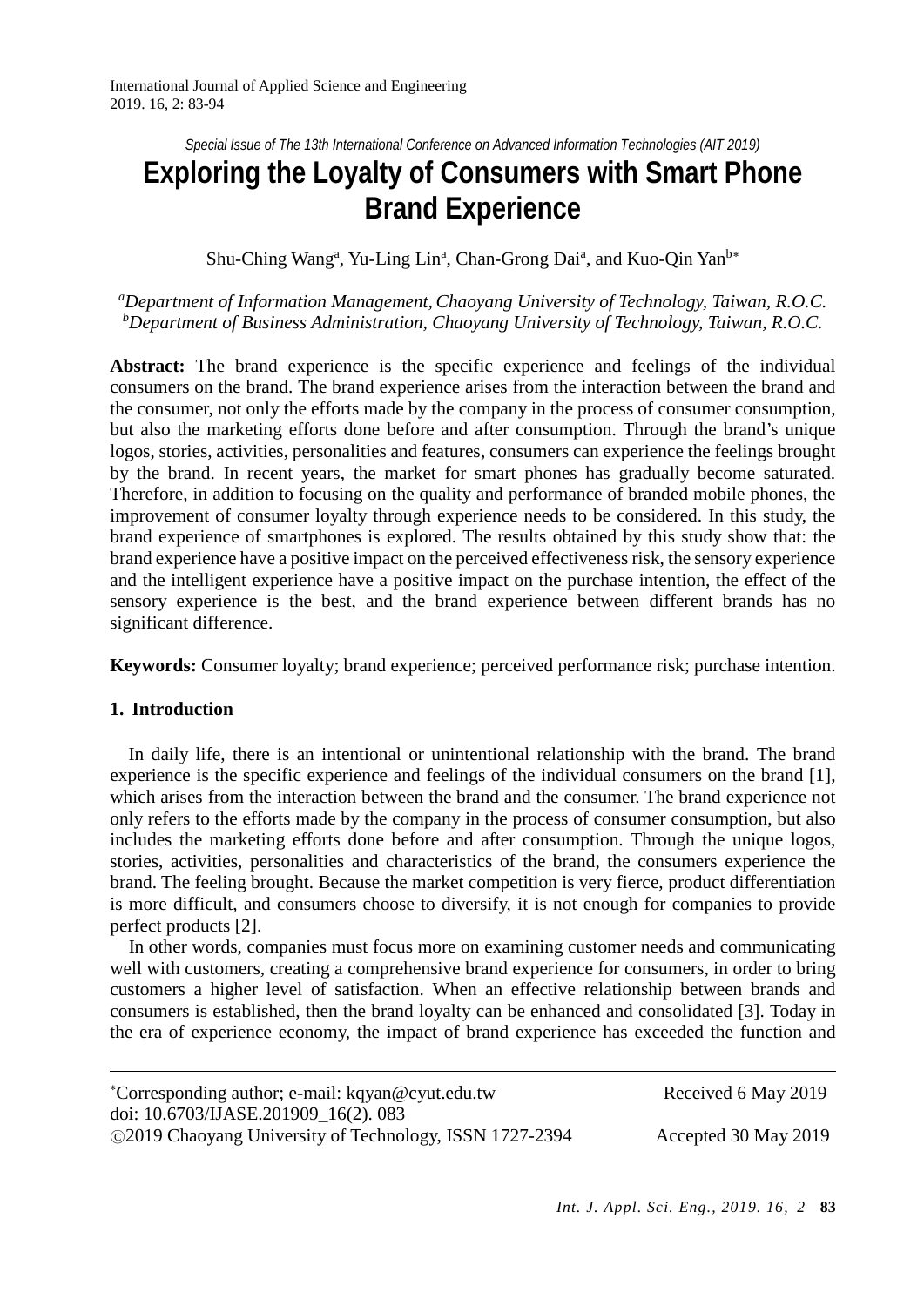*Special Issue of The 13th International Conference on Advanced Information Technologies (AIT 2019)*

# Exploring the Loyalty of Consumers with Smart Phone Brand Experience

Shu-Ching Wang[a], Yu-Ling Lin[a], Chan-Grong Dai[a], and Kuo-Qin Yan[b*]

[a]*Department of Information Management, Chaoyang University of Technology, Taiwan, R.O.C.*
[b]*Department of Business Administration, Chaoyang University of Technology, Taiwan, R.O.C.*

**Abstract:** The brand experience is the specific experience and feelings of the individual consumers on the brand. The brand experience arises from the interaction between the brand and the consumer, not only the efforts made by the company in the process of consumer consumption, but also the marketing efforts done before and after consumption. Through the brand's unique logos, stories, activities, personalities and features, consumers can experience the feelings brought by the brand. In recent years, the market for smart phones has gradually become saturated. Therefore, in addition to focusing on the quality and performance of branded mobile phones, the improvement of consumer loyalty through experience needs to be considered. In this study, the brand experience of smartphones is explored. The results obtained by this study show that: the brand experience have a positive impact on the perceived effectiveness risk, the sensory experience and the intelligent experience have a positive impact on the purchase intention, the effect of the sensory experience is the best, and the brand experience between different brands has no significant difference.

**Keywords:** Consumer loyalty; brand experience; perceived performance risk; purchase intention.

## 1. Introduction

In daily life, there is an intentional or unintentional relationship with the brand. The brand experience is the specific experience and feelings of the individual consumers on the brand [1], which arises from the interaction between the brand and the consumer. The brand experience not only refers to the efforts made by the company in the process of consumer consumption, but also includes the marketing efforts done before and after consumption. Through the unique logos, stories, activities, personalities and characteristics of the brand, the consumers experience the brand. The feeling brought. Because the market competition is very fierce, product differentiation is more difficult, and consumers choose to diversify, it is not enough for companies to provide perfect products [2].

In other words, companies must focus more on examining customer needs and communicating well with customers, creating a comprehensive brand experience for consumers, in order to bring customers a higher level of satisfaction. When an effective relationship between brands and consumers is established, then the brand loyalty can be enhanced and consolidated [3]. Today in the era of experience economy, the impact of brand experience has exceeded the function and

---

*Corresponding author; e-mail: kqyan@cyut.edu.tw
doi: 10.6703/IJASE.201909_16(2). 083
©2019 Chaoyang University of Technology, ISSN 1727-2394

Received 6 May 2019
Accepted 30 May 2019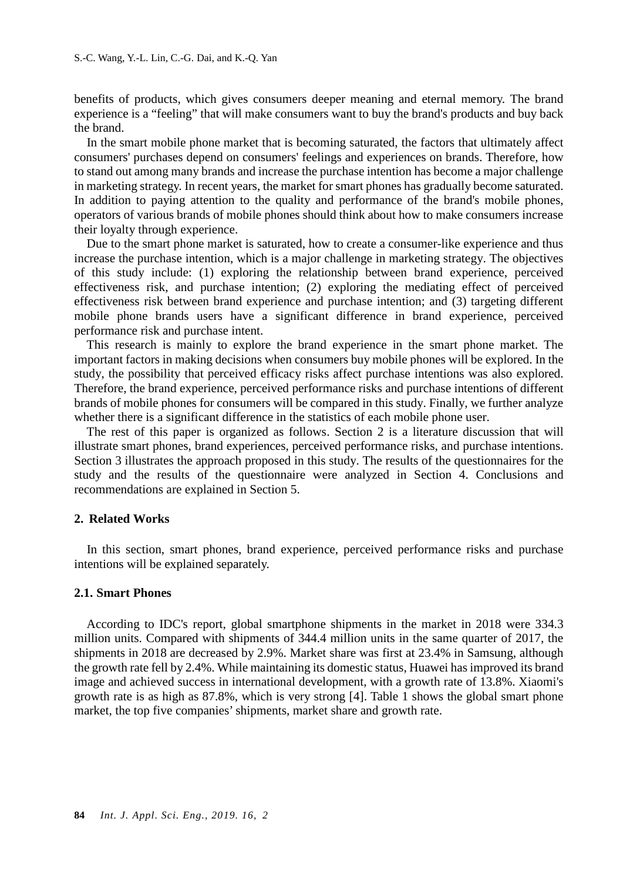benefits of products, which gives consumers deeper meaning and eternal memory. The brand experience is a "feeling" that will make consumers want to buy the brand's products and buy back the brand.

In the smart mobile phone market that is becoming saturated, the factors that ultimately affect consumers' purchases depend on consumers' feelings and experiences on brands. Therefore, how to stand out among many brands and increase the purchase intention has become a major challenge in marketing strategy. In recent years, the market for smart phones has gradually become saturated. In addition to paying attention to the quality and performance of the brand's mobile phones, operators of various brands of mobile phones should think about how to make consumers increase their loyalty through experience.

Due to the smart phone market is saturated, how to create a consumer-like experience and thus increase the purchase intention, which is a major challenge in marketing strategy. The objectives of this study include: (1) exploring the relationship between brand experience, perceived effectiveness risk, and purchase intention; (2) exploring the mediating effect of perceived effectiveness risk between brand experience and purchase intention; and (3) targeting different mobile phone brands users have a significant difference in brand experience, perceived performance risk and purchase intent.

This research is mainly to explore the brand experience in the smart phone market. The important factors in making decisions when consumers buy mobile phones will be explored. In the study, the possibility that perceived efficacy risks affect purchase intentions was also explored. Therefore, the brand experience, perceived performance risks and purchase intentions of different brands of mobile phones for consumers will be compared in this study. Finally, we further analyze whether there is a significant difference in the statistics of each mobile phone user.

The rest of this paper is organized as follows. Section 2 is a literature discussion that will illustrate smart phones, brand experiences, perceived performance risks, and purchase intentions. Section 3 illustrates the approach proposed in this study. The results of the questionnaires for the study and the results of the questionnaire were analyzed in Section 4. Conclusions and recommendations are explained in Section 5.

## 2. Related Works

In this section, smart phones, brand experience, perceived performance risks and purchase intentions will be explained separately.

### 2.1. Smart Phones

According to IDC's report, global smartphone shipments in the market in 2018 were 334.3 million units. Compared with shipments of 344.4 million units in the same quarter of 2017, the shipments in 2018 are decreased by 2.9%. Market share was first at 23.4% in Samsung, although the growth rate fell by 2.4%. While maintaining its domestic status, Huawei has improved its brand image and achieved success in international development, with a growth rate of 13.8%. Xiaomi's growth rate is as high as 87.8%, which is very strong [4]. Table 1 shows the global smart phone market, the top five companies' shipments, market share and growth rate.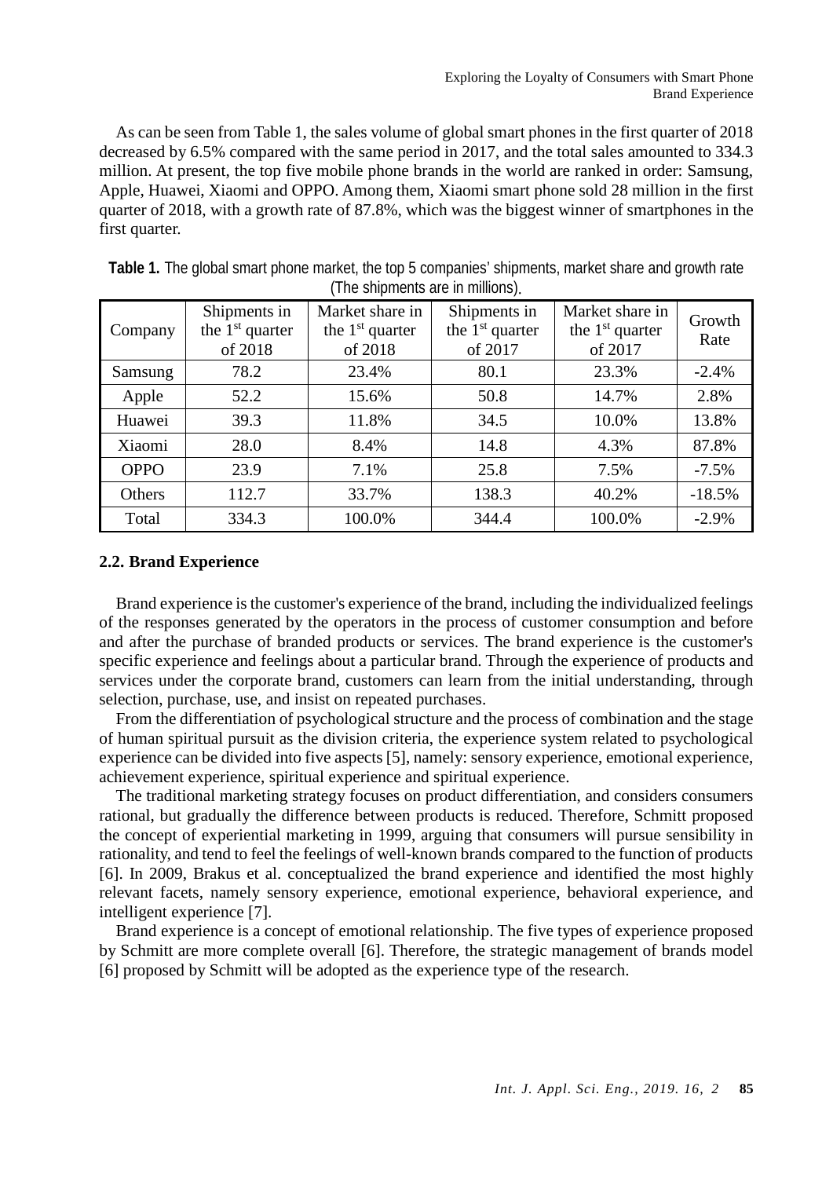As can be seen from Table 1, the sales volume of global smart phones in the first quarter of 2018 decreased by 6.5% compared with the same period in 2017, and the total sales amounted to 334.3 million. At present, the top five mobile phone brands in the world are ranked in order: Samsung, Apple, Huawei, Xiaomi and OPPO. Among them, Xiaomi smart phone sold 28 million in the first quarter of 2018, with a growth rate of 87.8%, which was the biggest winner of smartphones in the first quarter.

**Table 1.** The global smart phone market, the top 5 companies' shipments, market share and growth rate (The shipments are in millions).

| Company | Shipments in the 1st quarter of 2018 | Market share in the 1st quarter of 2018 | Shipments in the 1st quarter of 2017 | Market share in the 1st quarter of 2017 | Growth Rate |
|---|---|---|---|---|---|
| Samsung | 78.2 | 23.4% | 80.1 | 23.3% | -2.4% |
| Apple | 52.2 | 15.6% | 50.8 | 14.7% | 2.8% |
| Huawei | 39.3 | 11.8% | 34.5 | 10.0% | 13.8% |
| Xiaomi | 28.0 | 8.4% | 14.8 | 4.3% | 87.8% |
| OPPO | 23.9 | 7.1% | 25.8 | 7.5% | -7.5% |
| Others | 112.7 | 33.7% | 138.3 | 40.2% | -18.5% |
| Total | 334.3 | 100.0% | 344.4 | 100.0% | -2.9% |

## 2.2. Brand Experience

Brand experience is the customer's experience of the brand, including the individualized feelings of the responses generated by the operators in the process of customer consumption and before and after the purchase of branded products or services. The brand experience is the customer's specific experience and feelings about a particular brand. Through the experience of products and services under the corporate brand, customers can learn from the initial understanding, through selection, purchase, use, and insist on repeated purchases.

From the differentiation of psychological structure and the process of combination and the stage of human spiritual pursuit as the division criteria, the experience system related to psychological experience can be divided into five aspects [5], namely: sensory experience, emotional experience, achievement experience, spiritual experience and spiritual experience.

The traditional marketing strategy focuses on product differentiation, and considers consumers rational, but gradually the difference between products is reduced. Therefore, Schmitt proposed the concept of experiential marketing in 1999, arguing that consumers will pursue sensibility in rationality, and tend to feel the feelings of well-known brands compared to the function of products [6]. In 2009, Brakus et al. conceptualized the brand experience and identified the most highly relevant facets, namely sensory experience, emotional experience, behavioral experience, and intelligent experience [7].

Brand experience is a concept of emotional relationship. The five types of experience proposed by Schmitt are more complete overall [6]. Therefore, the strategic management of brands model [6] proposed by Schmitt will be adopted as the experience type of the research.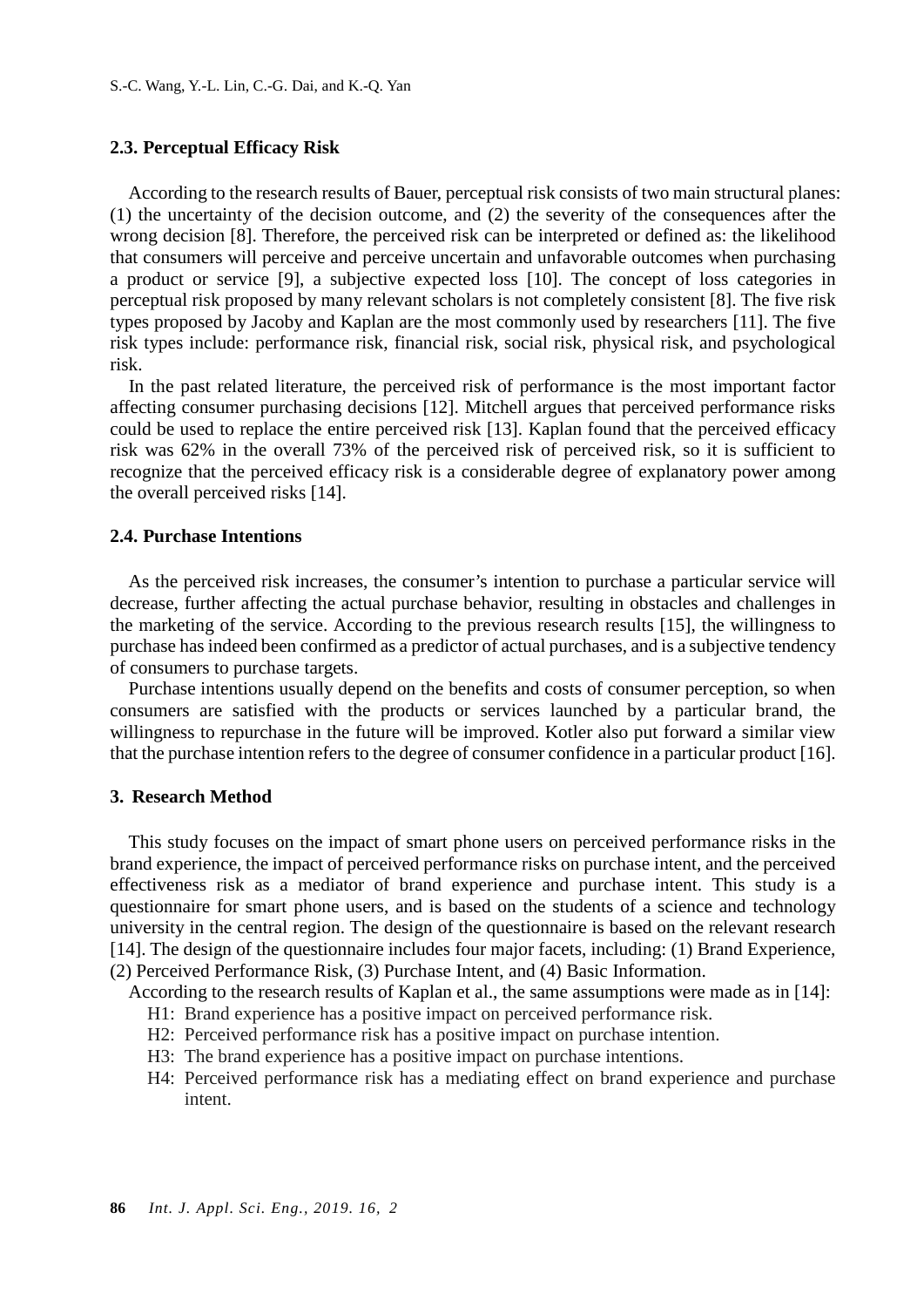### 2.3. Perceptual Efficacy Risk

According to the research results of Bauer, perceptual risk consists of two main structural planes: (1) the uncertainty of the decision outcome, and (2) the severity of the consequences after the wrong decision [8]. Therefore, the perceived risk can be interpreted or defined as: the likelihood that consumers will perceive and perceive uncertain and unfavorable outcomes when purchasing a product or service [9], a subjective expected loss [10]. The concept of loss categories in perceptual risk proposed by many relevant scholars is not completely consistent [8]. The five risk types proposed by Jacoby and Kaplan are the most commonly used by researchers [11]. The five risk types include: performance risk, financial risk, social risk, physical risk, and psychological risk.

In the past related literature, the perceived risk of performance is the most important factor affecting consumer purchasing decisions [12]. Mitchell argues that perceived performance risks could be used to replace the entire perceived risk [13]. Kaplan found that the perceived efficacy risk was 62% in the overall 73% of the perceived risk of perceived risk, so it is sufficient to recognize that the perceived efficacy risk is a considerable degree of explanatory power among the overall perceived risks [14].

### 2.4. Purchase Intentions

As the perceived risk increases, the consumer's intention to purchase a particular service will decrease, further affecting the actual purchase behavior, resulting in obstacles and challenges in the marketing of the service. According to the previous research results [15], the willingness to purchase has indeed been confirmed as a predictor of actual purchases, and is a subjective tendency of consumers to purchase targets.

Purchase intentions usually depend on the benefits and costs of consumer perception, so when consumers are satisfied with the products or services launched by a particular brand, the willingness to repurchase in the future will be improved. Kotler also put forward a similar view that the purchase intention refers to the degree of consumer confidence in a particular product [16].

## 3. Research Method

This study focuses on the impact of smart phone users on perceived performance risks in the brand experience, the impact of perceived performance risks on purchase intent, and the perceived effectiveness risk as a mediator of brand experience and purchase intent. This study is a questionnaire for smart phone users, and is based on the students of a science and technology university in the central region. The design of the questionnaire is based on the relevant research [14]. The design of the questionnaire includes four major facets, including: (1) Brand Experience, (2) Perceived Performance Risk, (3) Purchase Intent, and (4) Basic Information.

According to the research results of Kaplan et al., the same assumptions were made as in [14]:

- H1: Brand experience has a positive impact on perceived performance risk.
- H2: Perceived performance risk has a positive impact on purchase intention.
- H3: The brand experience has a positive impact on purchase intentions.
- H4: Perceived performance risk has a mediating effect on brand experience and purchase intent.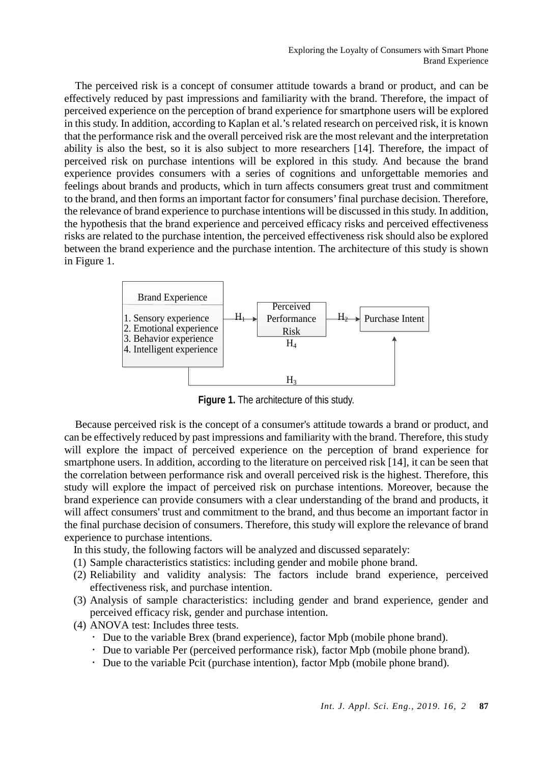The perceived risk is a concept of consumer attitude towards a brand or product, and can be effectively reduced by past impressions and familiarity with the brand. Therefore, the impact of perceived experience on the perception of brand experience for smartphone users will be explored in this study. In addition, according to Kaplan et al.'s related research on perceived risk, it is known that the performance risk and the overall perceived risk are the most relevant and the interpretation ability is also the best, so it is also subject to more researchers [14]. Therefore, the impact of perceived risk on purchase intentions will be explored in this study. And because the brand experience provides consumers with a series of cognitions and unforgettable memories and feelings about brands and products, which in turn affects consumers great trust and commitment to the brand, and then forms an important factor for consumers' final purchase decision. Therefore, the relevance of brand experience to purchase intentions will be discussed in this study. In addition, the hypothesis that the brand experience and perceived efficacy risks and perceived effectiveness risks are related to the purchase intention, the perceived effectiveness risk should also be explored between the brand experience and the purchase intention. The architecture of this study is shown in Figure 1.

Brand Experience

1. Sensory experience
2. Emotional experience
3. Behavior experience
4. Intelligent experience

$H_1$ → Perceived Performance Risk → $H_2$ → Purchase Intent

$H_4$

$H_3$

**Figure 1.** The architecture of this study.

Because perceived risk is the concept of a consumer's attitude towards a brand or product, and can be effectively reduced by past impressions and familiarity with the brand. Therefore, this study will explore the impact of perceived experience on the perception of brand experience for smartphone users. In addition, according to the literature on perceived risk [14], it can be seen that the correlation between performance risk and overall perceived risk is the highest. Therefore, this study will explore the impact of perceived risk on purchase intentions. Moreover, because the brand experience can provide consumers with a clear understanding of the brand and products, it will affect consumers' trust and commitment to the brand, and thus become an important factor in the final purchase decision of consumers. Therefore, this study will explore the relevance of brand experience to purchase intentions.

In this study, the following factors will be analyzed and discussed separately:

(1) Sample characteristics statistics: including gender and mobile phone brand.
(2) Reliability and validity analysis: The factors include brand experience, perceived effectiveness risk, and purchase intention.
(3) Analysis of sample characteristics: including gender and brand experience, gender and perceived efficacy risk, gender and purchase intention.
(4) ANOVA test: Includes three tests.
   - Due to the variable Brex (brand experience), factor Mpb (mobile phone brand).
   - Due to variable Per (perceived performance risk), factor Mpb (mobile phone brand).
   - Due to the variable Pcit (purchase intention), factor Mpb (mobile phone brand).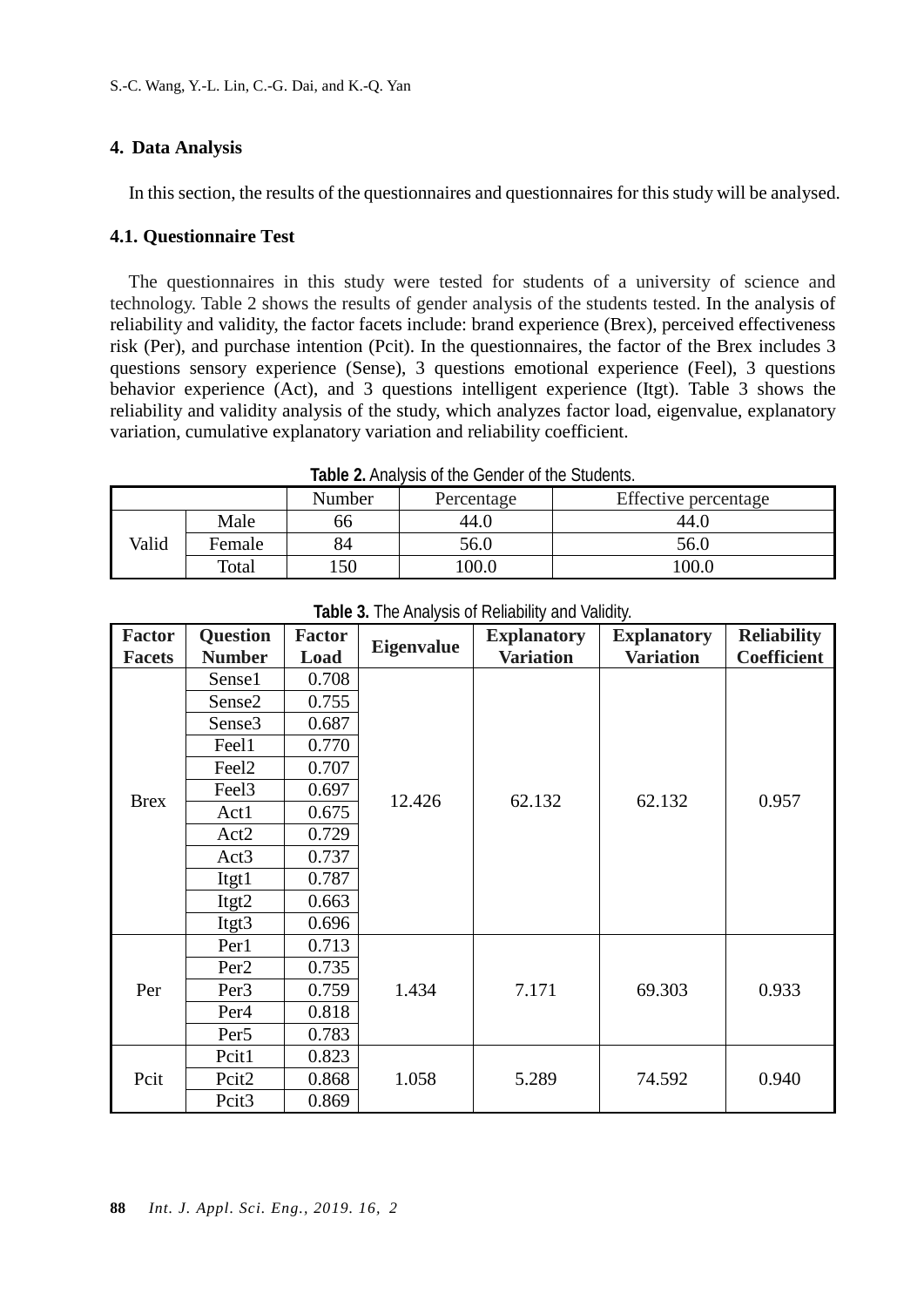## 4. Data Analysis

In this section, the results of the questionnaires and questionnaires for this study will be analysed.

### 4.1. Questionnaire Test

The questionnaires in this study were tested for students of a university of science and technology. Table 2 shows the results of gender analysis of the students tested. In the analysis of reliability and validity, the factor facets include: brand experience (Brex), perceived effectiveness risk (Per), and purchase intention (Pcit). In the questionnaires, the factor of the Brex includes 3 questions sensory experience (Sense), 3 questions emotional experience (Feel), 3 questions behavior experience (Act), and 3 questions intelligent experience (Itgt). Table 3 shows the reliability and validity analysis of the study, which analyzes factor load, eigenvalue, explanatory variation, cumulative explanatory variation and reliability coefficient.

**Table 2.** Analysis of the Gender of the Students.

| | | Number | Percentage | Effective percentage |
|---|---|---|---|---|
| Valid | Male | 66 | 44.0 | 44.0 |
| | Female | 84 | 56.0 | 56.0 |
| | Total | 150 | 100.0 | 100.0 |

**Table 3.** The Analysis of Reliability and Validity.

| Factor Facets | Question Number | Factor Load | Eigenvalue | Explanatory Variation | Explanatory Variation | Reliability Coefficient |
|---|---|---|---|---|---|---|
| Brex | Sense1 | 0.708 | 12.426 | 62.132 | 62.132 | 0.957 |
| | Sense2 | 0.755 | | | | |
| | Sense3 | 0.687 | | | | |
| | Feel1 | 0.770 | | | | |
| | Feel2 | 0.707 | | | | |
| | Feel3 | 0.697 | | | | |
| | Act1 | 0.675 | | | | |
| | Act2 | 0.729 | | | | |
| | Act3 | 0.737 | | | | |
| | Itgt1 | 0.787 | | | | |
| | Itgt2 | 0.663 | | | | |
| | Itgt3 | 0.696 | | | | |
| Per | Per1 | 0.713 | 1.434 | 7.171 | 69.303 | 0.933 |
| | Per2 | 0.735 | | | | |
| | Per3 | 0.759 | | | | |
| | Per4 | 0.818 | | | | |
| | Per5 | 0.783 | | | | |
| Pcit | Pcit1 | 0.823 | 1.058 | 5.289 | 74.592 | 0.940 |
| | Pcit2 | 0.868 | | | | |
| | Pcit3 | 0.869 | | | | |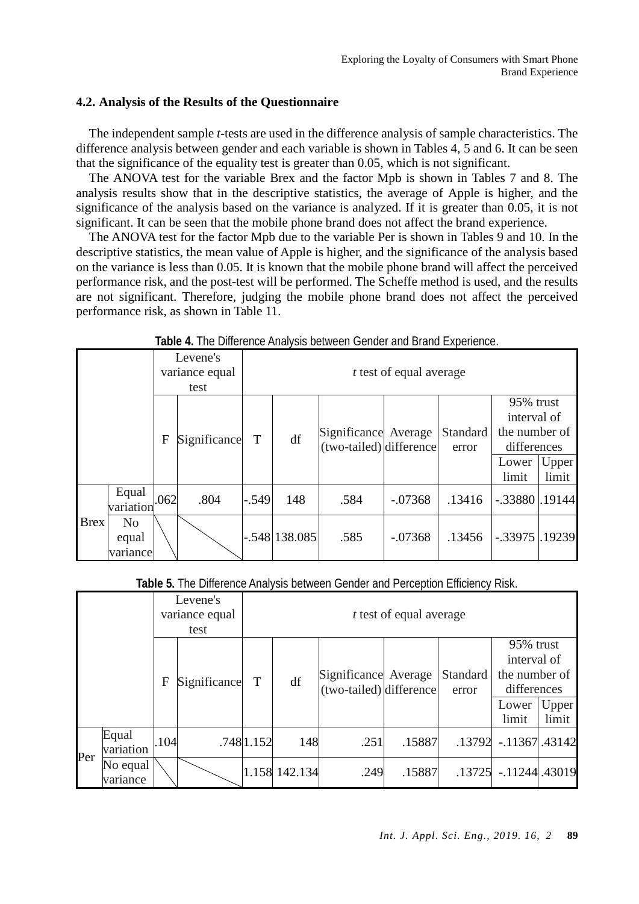### 4.2. Analysis of the Results of the Questionnaire

The independent sample *t*-tests are used in the difference analysis of sample characteristics. The difference analysis between gender and each variable is shown in Tables 4, 5 and 6. It can be seen that the significance of the equality test is greater than 0.05, which is not significant.

The ANOVA test for the variable Brex and the factor Mpb is shown in Tables 7 and 8. The analysis results show that in the descriptive statistics, the average of Apple is higher, and the significance of the analysis based on the variance is analyzed. If it is greater than 0.05, it is not significant. It can be seen that the mobile phone brand does not affect the brand experience.

The ANOVA test for the factor Mpb due to the variable Per is shown in Tables 9 and 10. In the descriptive statistics, the mean value of Apple is higher, and the significance of the analysis based on the variance is less than 0.05. It is known that the mobile phone brand will affect the perceived performance risk, and the post-test will be performed. The Scheffe method is used, and the results are not significant. Therefore, judging the mobile phone brand does not affect the perceived performance risk, as shown in Table 11.

**Table 4.** The Difference Analysis between Gender and Brand Experience.

| | | Levene's variance equal test | | *t* test of equal average | | | | | | |
|---|---|---|---|---|---|---|---|---|---|---|
| | | F | Significance | T | df | Significance (two-tailed) | Average difference | Standard error | 95% trust interval of the number of differences | |
| | | | | | | | | | Lower limit | Upper limit |
| Brex | Equal variation | .062 | .804 | -.549 | 148 | .584 | -.07368 | .13416 | -.33880 | .19144 |
| | No equal variance | | | -.548 | 138.085 | .585 | -.07368 | .13456 | -.33975 | .19239 |

**Table 5.** The Difference Analysis between Gender and Perception Efficiency Risk.

| | | Levene's variance equal test | | *t* test of equal average | | | | | | |
|---|---|---|---|---|---|---|---|---|---|---|
| | | F | Significance | T | df | Significance (two-tailed) | Average difference | Standard error | 95% trust interval of the number of differences | |
| | | | | | | | | | Lower limit | Upper limit |
| Per | Equal variation | .104 | .748 | 1.152 | 148 | .251 | .15887 | .13792 | -.11367 | .43142 |
| | No equal variance | | | 1.158 | 142.134 | .249 | .15887 | .13725 | -.11244 | .43019 |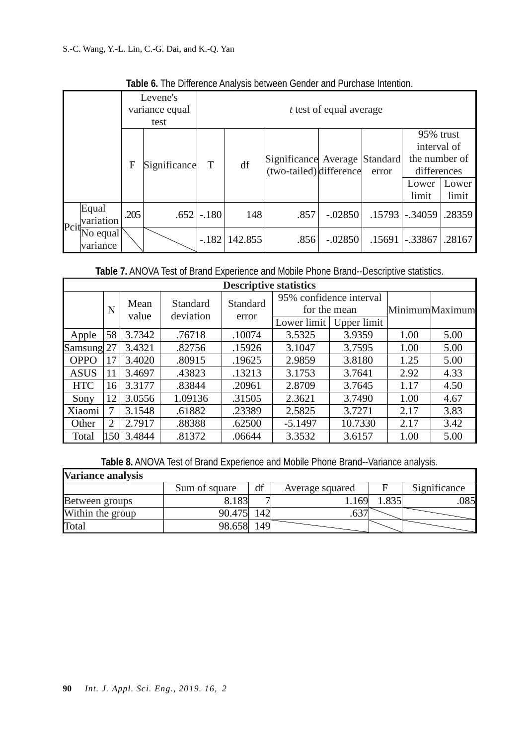**Table 6.** The Difference Analysis between Gender and Purchase Intention.

| | | Levene's variance equal test | | *t* test of equal average | | | | | | |
|---|---|---|---|---|---|---|---|---|---|---|
| | | F | Significance | T | df | Significance (two-tailed) | Average difference | Standard error | 95% trust interval of the number of differences | |
| | | | | | | | | | Lower limit | Lower limit |
| Pcit | Equal variation | .205 | .652 | -.180 | 148 | .857 | -.02850 | .15793 | -.34059 | .28359 |
| | No equal variance | | | -.182 | 142.855 | .856 | -.02850 | .15691 | -.33867 | .28167 |

**Table 7.** ANOVA Test of Brand Experience and Mobile Phone Brand--Descriptive statistics.

| Descriptive statistics | | | | | | | | |
|---|---|---|---|---|---|---|---|---|
| | N | Mean value | Standard deviation | Standard error | 95% confidence interval for the mean | | Minimum | Maximum |
| | | | | | Lower limit | Upper limit | | |
| Apple | 58 | 3.7342 | .76718 | .10074 | 3.5325 | 3.9359 | 1.00 | 5.00 |
| Samsung | 27 | 3.4321 | .82756 | .15926 | 3.1047 | 3.7595 | 1.00 | 5.00 |
| OPPO | 17 | 3.4020 | .80915 | .19625 | 2.9859 | 3.8180 | 1.25 | 5.00 |
| ASUS | 11 | 3.4697 | .43823 | .13213 | 3.1753 | 3.7641 | 2.92 | 4.33 |
| HTC | 16 | 3.3177 | .83844 | .20961 | 2.8709 | 3.7645 | 1.17 | 4.50 |
| Sony | 12 | 3.0556 | 1.09136 | .31505 | 2.3621 | 3.7490 | 1.00 | 4.67 |
| Xiaomi | 7 | 3.1548 | .61882 | .23389 | 2.5825 | 3.7271 | 2.17 | 3.83 |
| Other | 2 | 2.7917 | .88388 | .62500 | -5.1497 | 10.7330 | 2.17 | 3.42 |
| Total | 150 | 3.4844 | .81372 | .06644 | 3.3532 | 3.6157 | 1.00 | 5.00 |

**Table 8.** ANOVA Test of Brand Experience and Mobile Phone Brand--Variance analysis.

| Variance analysis | | | | | |
|---|---|---|---|---|---|
| | Sum of square | df | Average squared | F | Significance |
| Between groups | 8.183 | 7 | 1.169 | 1.835 | .085 |
| Within the group | 90.475 | 142 | .637 | | |
| Total | 98.658 | 149 | | | |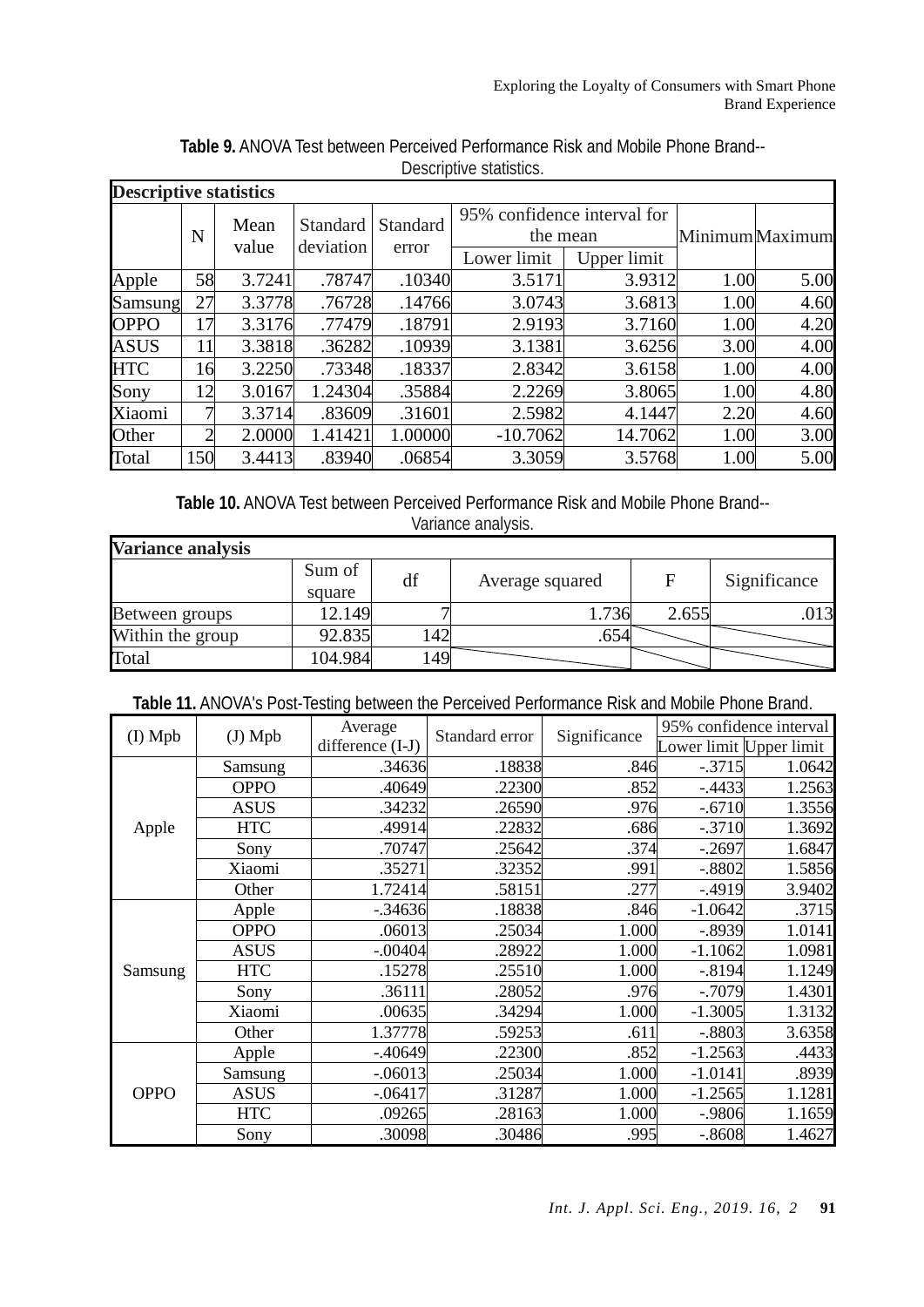**Table 9.** ANOVA Test between Perceived Performance Risk and Mobile Phone Brand--Descriptive statistics.

| Descriptive statistics | | | | | | | | |
|---|---|---|---|---|---|---|---|---|
| | N | Mean value | Standard deviation | Standard error | 95% confidence interval for the mean | | Minimum | Maximum |
| | | | | | Lower limit | Upper limit | | |
| Apple | 58 | 3.7241 | .78747 | .10340 | 3.5171 | 3.9312 | 1.00 | 5.00 |
| Samsung | 27 | 3.3778 | .76728 | .14766 | 3.0743 | 3.6813 | 1.00 | 4.60 |
| OPPO | 17 | 3.3176 | .77479 | .18791 | 2.9193 | 3.7160 | 1.00 | 4.20 |
| ASUS | 11 | 3.3818 | .36282 | .10939 | 3.1381 | 3.6256 | 3.00 | 4.00 |
| HTC | 16 | 3.2250 | .73348 | .18337 | 2.8342 | 3.6158 | 1.00 | 4.00 |
| Sony | 12 | 3.0167 | 1.24304 | .35884 | 2.2269 | 3.8065 | 1.00 | 4.80 |
| Xiaomi | 7 | 3.3714 | .83609 | .31601 | 2.5982 | 4.1447 | 2.20 | 4.60 |
| Other | 2 | 2.0000 | 1.41421 | 1.00000 | -10.7062 | 14.7062 | 1.00 | 3.00 |
| Total | 150 | 3.4413 | .83940 | .06854 | 3.3059 | 3.5768 | 1.00 | 5.00 |

**Table 10.** ANOVA Test between Perceived Performance Risk and Mobile Phone Brand--Variance analysis.

| Variance analysis | | | | | |
|---|---|---|---|---|---|
| | Sum of square | df | Average squared | F | Significance |
| Between groups | 12.149 | 7 | 1.736 | 2.655 | .013 |
| Within the group | 92.835 | 142 | .654 | | |
| Total | 104.984 | 149 | | | |

**Table 11.** ANOVA's Post-Testing between the Perceived Performance Risk and Mobile Phone Brand.

| (I) Mpb | (J) Mpb | Average difference (I-J) | Standard error | Significance | 95% confidence interval | |
|---|---|---|---|---|---|---|
| | | | | | Lower limit | Upper limit |
| Apple | Samsung | .34636 | .18838 | .846 | -.3715 | 1.0642 |
| | OPPO | .40649 | .22300 | .852 | -.4433 | 1.2563 |
| | ASUS | .34232 | .26590 | .976 | -.6710 | 1.3556 |
| | HTC | .49914 | .22832 | .686 | -.3710 | 1.3692 |
| | Sony | .70747 | .25642 | .374 | -.2697 | 1.6847 |
| | Xiaomi | .35271 | .32352 | .991 | -.8802 | 1.5856 |
| | Other | 1.72414 | .58151 | .277 | -.4919 | 3.9402 |
| Samsung | Apple | -.34636 | .18838 | .846 | -1.0642 | .3715 |
| | OPPO | .06013 | .25034 | 1.000 | -.8939 | 1.0141 |
| | ASUS | -.00404 | .28922 | 1.000 | -1.1062 | 1.0981 |
| | HTC | .15278 | .25510 | 1.000 | -.8194 | 1.1249 |
| | Sony | .36111 | .28052 | .976 | -.7079 | 1.4301 |
| | Xiaomi | .00635 | .34294 | 1.000 | -1.3005 | 1.3132 |
| | Other | 1.37778 | .59253 | .611 | -.8803 | 3.6358 |
| OPPO | Apple | -.40649 | .22300 | .852 | -1.2563 | .4433 |
| | Samsung | -.06013 | .25034 | 1.000 | -1.0141 | .8939 |
| | ASUS | -.06417 | .31287 | 1.000 | -1.2565 | 1.1281 |
| | HTC | .09265 | .28163 | 1.000 | -.9806 | 1.1659 |
| | Sony | .30098 | .30486 | .995 | -.8608 | 1.4627 |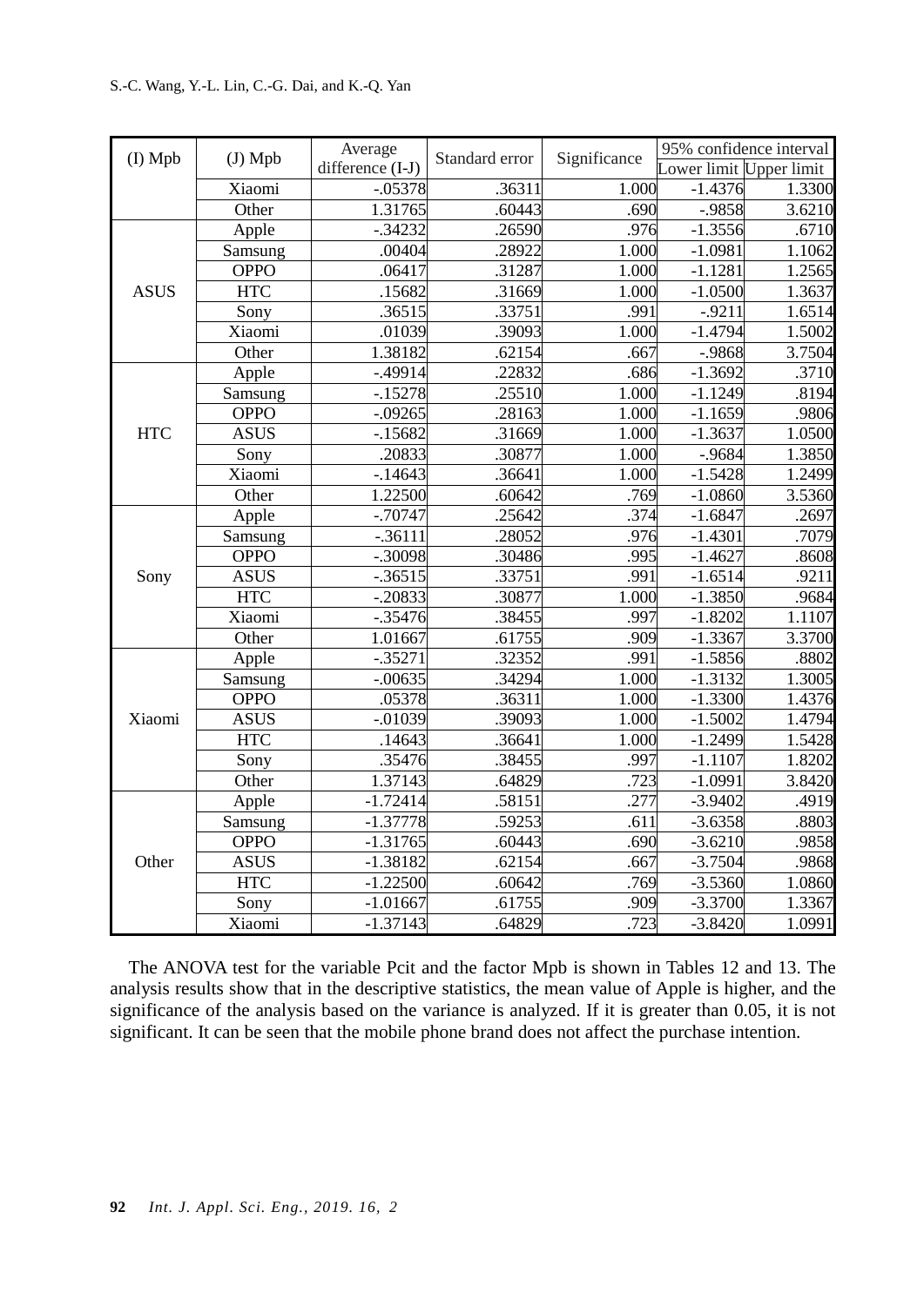| (I) Mpb | (J) Mpb | Average difference (I-J) | Standard error | Significance | 95% confidence interval | |
|---|---|---|---|---|---|---|
| | | | | | Lower limit | Upper limit |
| | Xiaomi | -.05378 | .36311 | 1.000 | -1.4376 | 1.3300 |
| | Other | 1.31765 | .60443 | .690 | -.9858 | 3.6210 |
| ASUS | Apple | -.34232 | .26590 | .976 | -1.3556 | .6710 |
| | Samsung | .00404 | .28922 | 1.000 | -1.0981 | 1.1062 |
| | OPPO | .06417 | .31287 | 1.000 | -1.1281 | 1.2565 |
| | HTC | .15682 | .31669 | 1.000 | -1.0500 | 1.3637 |
| | Sony | .36515 | .33751 | .991 | -.9211 | 1.6514 |
| | Xiaomi | .01039 | .39093 | 1.000 | -1.4794 | 1.5002 |
| | Other | 1.38182 | .62154 | .667 | -.9868 | 3.7504 |
| HTC | Apple | -.49914 | .22832 | .686 | -1.3692 | .3710 |
| | Samsung | -.15278 | .25510 | 1.000 | -1.1249 | .8194 |
| | OPPO | -.09265 | .28163 | 1.000 | -1.1659 | .9806 |
| | ASUS | -.15682 | .31669 | 1.000 | -1.3637 | 1.0500 |
| | Sony | .20833 | .30877 | 1.000 | -.9684 | 1.3850 |
| | Xiaomi | -.14643 | .36641 | 1.000 | -1.5428 | 1.2499 |
| | Other | 1.22500 | .60642 | .769 | -1.0860 | 3.5360 |
| Sony | Apple | -.70747 | .25642 | .374 | -1.6847 | .2697 |
| | Samsung | -.36111 | .28052 | .976 | -1.4301 | .7079 |
| | OPPO | -.30098 | .30486 | .995 | -1.4627 | .8608 |
| | ASUS | -.36515 | .33751 | .991 | -1.6514 | .9211 |
| | HTC | -.20833 | .30877 | 1.000 | -1.3850 | .9684 |
| | Xiaomi | -.35476 | .38455 | .997 | -1.8202 | 1.1107 |
| | Other | 1.01667 | .61755 | .909 | -1.3367 | 3.3700 |
| Xiaomi | Apple | -.35271 | .32352 | .991 | -1.5856 | .8802 |
| | Samsung | -.00635 | .34294 | 1.000 | -1.3132 | 1.3005 |
| | OPPO | .05378 | .36311 | 1.000 | -1.3300 | 1.4376 |
| | ASUS | -.01039 | .39093 | 1.000 | -1.5002 | 1.4794 |
| | HTC | .14643 | .36641 | 1.000 | -1.2499 | 1.5428 |
| | Sony | .35476 | .38455 | .997 | -1.1107 | 1.8202 |
| | Other | 1.37143 | .64829 | .723 | -1.0991 | 3.8420 |
| Other | Apple | -1.72414 | .58151 | .277 | -3.9402 | .4919 |
| | Samsung | -1.37778 | .59253 | .611 | -3.6358 | .8803 |
| | OPPO | -1.31765 | .60443 | .690 | -3.6210 | .9858 |
| | ASUS | -1.38182 | .62154 | .667 | -3.7504 | .9868 |
| | HTC | -1.22500 | .60642 | .769 | -3.5360 | 1.0860 |
| | Sony | -1.01667 | .61755 | .909 | -3.3700 | 1.3367 |
| | Xiaomi | -1.37143 | .64829 | .723 | -3.8420 | 1.0991 |

The ANOVA test for the variable Pcit and the factor Mpb is shown in Tables 12 and 13. The analysis results show that in the descriptive statistics, the mean value of Apple is higher, and the significance of the analysis based on the variance is analyzed. If it is greater than 0.05, it is not significant. It can be seen that the mobile phone brand does not affect the purchase intention.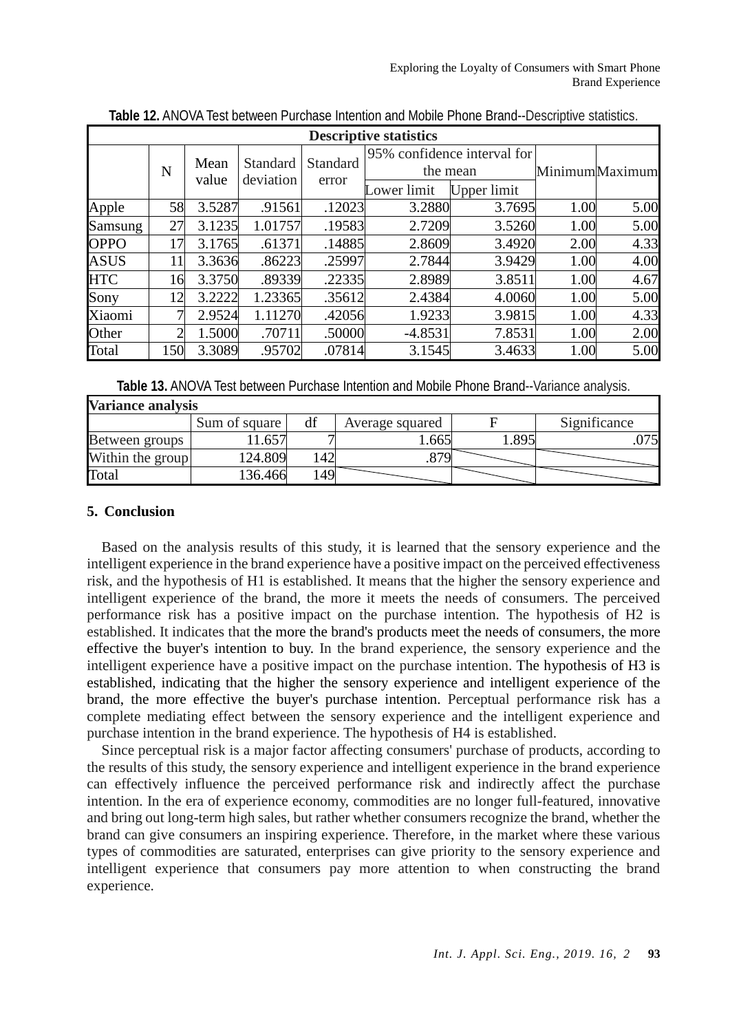**Table 12.** ANOVA Test between Purchase Intention and Mobile Phone Brand--Descriptive statistics.

| Descriptive statistics | | | | | | | | |
|---|---|---|---|---|---|---|---|---|
| | N | Mean value | Standard deviation | Standard error | 95% confidence interval for the mean | | Minimum | Maximum |
| | | | | | Lower limit | Upper limit | | |
| Apple | 58 | 3.5287 | .91561 | .12023 | 3.2880 | 3.7695 | 1.00 | 5.00 |
| Samsung | 27 | 3.1235 | 1.01757 | .19583 | 2.7209 | 3.5260 | 1.00 | 5.00 |
| OPPO | 17 | 3.1765 | .61371 | .14885 | 2.8609 | 3.4920 | 2.00 | 4.33 |
| ASUS | 11 | 3.3636 | .86223 | .25997 | 2.7844 | 3.9429 | 1.00 | 4.00 |
| HTC | 16 | 3.3750 | .89339 | .22335 | 2.8989 | 3.8511 | 1.00 | 4.67 |
| Sony | 12 | 3.2222 | 1.23365 | .35612 | 2.4384 | 4.0060 | 1.00 | 5.00 |
| Xiaomi | 7 | 2.9524 | 1.11270 | .42056 | 1.9233 | 3.9815 | 1.00 | 4.33 |
| Other | 2 | 1.5000 | .70711 | .50000 | -4.8531 | 7.8531 | 1.00 | 2.00 |
| Total | 150 | 3.3089 | .95702 | .07814 | 3.1545 | 3.4633 | 1.00 | 5.00 |

**Table 13.** ANOVA Test between Purchase Intention and Mobile Phone Brand--Variance analysis.

| Variance analysis | | | | | |
|---|---|---|---|---|---|
| | Sum of square | df | Average squared | F | Significance |
| Between groups | 11.657 | 7 | 1.665 | 1.895 | .075 |
| Within the group | 124.809 | 142 | .879 | | |
| Total | 136.466 | 149 | | | |

## 5. Conclusion

Based on the analysis results of this study, it is learned that the sensory experience and the intelligent experience in the brand experience have a positive impact on the perceived effectiveness risk, and the hypothesis of H1 is established. It means that the higher the sensory experience and intelligent experience of the brand, the more it meets the needs of consumers. The perceived performance risk has a positive impact on the purchase intention. The hypothesis of H2 is established. It indicates that the more the brand's products meet the needs of consumers, the more effective the buyer's intention to buy. In the brand experience, the sensory experience and the intelligent experience have a positive impact on the purchase intention. The hypothesis of H3 is established, indicating that the higher the sensory experience and intelligent experience of the brand, the more effective the buyer's purchase intention. Perceptual performance risk has a complete mediating effect between the sensory experience and the intelligent experience and purchase intention in the brand experience. The hypothesis of H4 is established.

Since perceptual risk is a major factor affecting consumers' purchase of products, according to the results of this study, the sensory experience and intelligent experience in the brand experience can effectively influence the perceived performance risk and indirectly affect the purchase intention. In the era of experience economy, commodities are no longer full-featured, innovative and bring out long-term high sales, but rather whether consumers recognize the brand, whether the brand can give consumers an inspiring experience. Therefore, in the market where these various types of commodities are saturated, enterprises can give priority to the sensory experience and intelligent experience that consumers pay more attention to when constructing the brand experience.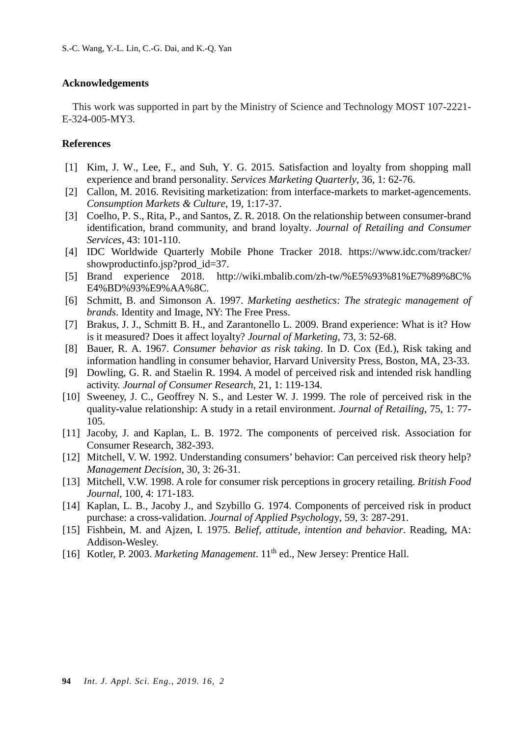## Acknowledgements

This work was supported in part by the Ministry of Science and Technology MOST 107-2221-E-324-005-MY3.

## References

[1] Kim, J. W., Lee, F., and Suh, Y. G. 2015. Satisfaction and loyalty from shopping mall experience and brand personality. *Services Marketing Quarterly*, 36, 1: 62-76.

[2] Callon, M. 2016. Revisiting marketization: from interface-markets to market-agencements. *Consumption Markets & Culture*, 19, 1:17-37.

[3] Coelho, P. S., Rita, P., and Santos, Z. R. 2018. On the relationship between consumer-brand identification, brand community, and brand loyalty. *Journal of Retailing and Consumer Services*, 43: 101-110.

[4] IDC Worldwide Quarterly Mobile Phone Tracker 2018. https://www.idc.com/tracker/showproductinfo.jsp?prod_id=37.

[5] Brand experience 2018. http://wiki.mbalib.com/zh-tw/%E5%93%81%E7%89%8C%E4%BD%93%E9%AA%8C.

[6] Schmitt, B. and Simonson A. 1997. *Marketing aesthetics: The strategic management of brands*. Identity and Image, NY: The Free Press.

[7] Brakus, J. J., Schmitt B. H., and Zarantonello L. 2009. Brand experience: What is it? How is it measured? Does it affect loyalty? *Journal of Marketing*, 73, 3: 52-68.

[8] Bauer, R. A. 1967. *Consumer behavior as risk taking*. In D. Cox (Ed.), Risk taking and information handling in consumer behavior, Harvard University Press, Boston, MA, 23-33.

[9] Dowling, G. R. and Staelin R. 1994. A model of perceived risk and intended risk handling activity. *Journal of Consumer Research*, 21, 1: 119-134.

[10] Sweeney, J. C., Geoffrey N. S., and Lester W. J. 1999. The role of perceived risk in the quality-value relationship: A study in a retail environment. *Journal of Retailing*, 75, 1: 77-105.

[11] Jacoby, J. and Kaplan, L. B. 1972. The components of perceived risk. Association for Consumer Research, 382-393.

[12] Mitchell, V. W. 1992. Understanding consumers' behavior: Can perceived risk theory help? *Management Decision*, 30, 3: 26-31.

[13] Mitchell, V.W. 1998. A role for consumer risk perceptions in grocery retailing. *British Food Journal*, 100, 4: 171-183.

[14] Kaplan, L. B., Jacoby J., and Szybillo G. 1974. Components of perceived risk in product purchase: a cross-validation. *Journal of Applied Psychology*, 59, 3: 287-291.

[15] Fishbein, M. and Ajzen, I. 1975. *Belief, attitude, intention and behavior*. Reading, MA: Addison-Wesley.

[16] Kotler, P. 2003. *Marketing Management*. 11th ed., New Jersey: Prentice Hall.